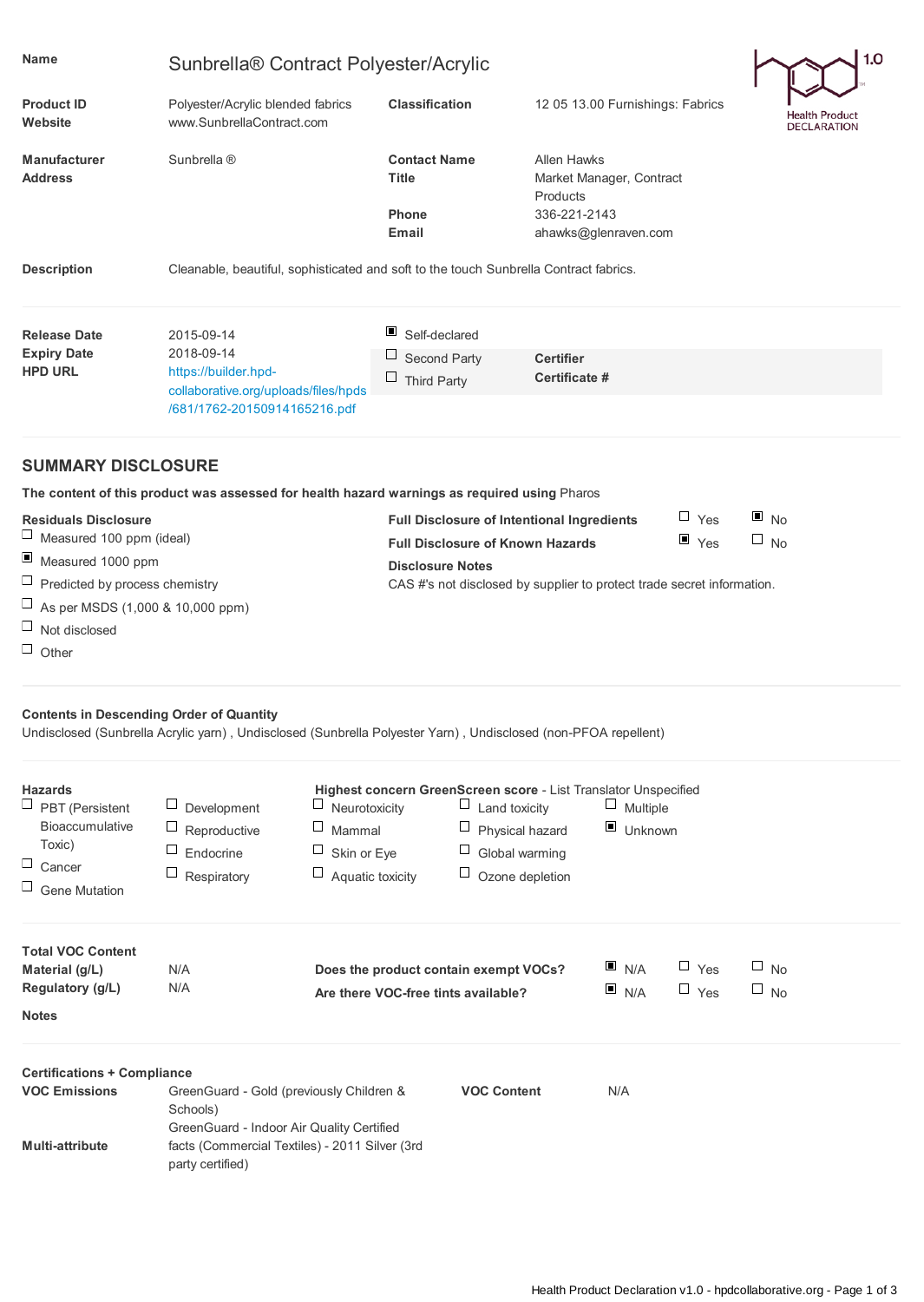| | | | |
|---|---|---|---|
| **Name** | Sunbrella® Contract Polyester/Acrylic | | |
| **Product ID** | Polyester/Acrylic blended fabrics | **Classification** | 12 05 13.00 Furnishings: Fabrics |
| **Website** | www.SunbrellaContract.com | | |
| **Manufacturer** | Sunbrella ® | **Contact Name** | Allen Hawks |
| **Address** | | **Title** | Market Manager, Contract Products |
| | | **Phone** | 336-221-2143 |
| | | **Email** | ahawks@glenraven.com |
| **Description** | Cleanable, beautiful, sophisticated and soft to the touch Sunbrella Contract fabrics. | | |

Health Product DECLARATION 1.0

| | | | |
|---|---|---|---|
| **Release Date** | 2015-09-14 | ☒ Self-declared | |
| **Expiry Date** | 2018-09-14 | ☐ Second Party | **Certifier** |
| **HPD URL** | https://builder.hpd-collaborative.org/uploads/files/hpds/681/1762-20150914165216.pdf | ☐ Third Party | **Certificate #** |

## SUMMARY DISCLOSURE

**The content of this product was assessed for health hazard warnings as required using** Pharos

**Residuals Disclosure**

- ☐ Measured 100 ppm (ideal)
- ☒ Measured 1000 ppm
- ☐ Predicted by process chemistry
- ☐ As per MSDS (1,000 & 10,000 ppm)
- ☐ Not disclosed
- ☐ Other

| | | |
|---|---|---|
| **Full Disclosure of Intentional Ingredients** | ☐ Yes | ☒ No |
| **Full Disclosure of Known Hazards** | ☒ Yes | ☐ No |

**Disclosure Notes**

CAS #'s not disclosed by supplier to protect trade secret information.

**Contents in Descending Order of Quantity**

Undisclosed (Sunbrella Acrylic yarn) , Undisclosed (Sunbrella Polyester Yarn) , Undisclosed (non-PFOA repellent)

**Hazards**

- ☐ PBT (Persistent Bioaccumulative Toxic)
- ☐ Cancer
- ☐ Gene Mutation
- ☐ Development
- ☐ Reproductive
- ☐ Endocrine
- ☐ Respiratory
- ☐ Neurotoxicity
- ☐ Mammal
- ☐ Skin or Eye
- ☐ Aquatic toxicity
- ☐ Land toxicity
- ☐ Physical hazard
- ☐ Global warming
- ☐ Ozone depletion

**Highest concern GreenScreen score** - List Translator Unspecified

- ☐ Multiple
- ☒ Unknown

**Total VOC Content**

| | |
|---|---|
| **Material (g/L)** | N/A |
| **Regulatory (g/L)** | N/A |

| | | | |
|---|---|---|---|
| **Does the product contain exempt VOCs?** | ☒ N/A | ☐ Yes | ☐ No |
| **Are there VOC-free tints available?** | ☒ N/A | ☐ Yes | ☐ No |

**Notes**

**Certifications + Compliance**

| | | | |
|---|---|---|---|
| **VOC Emissions** | GreenGuard - Gold (previously Children & Schools)<br>GreenGuard - Indoor Air Quality Certified | **VOC Content** | N/A |
| **Multi-attribute** | facts (Commercial Textiles) - 2011 Silver (3rd party certified) | | |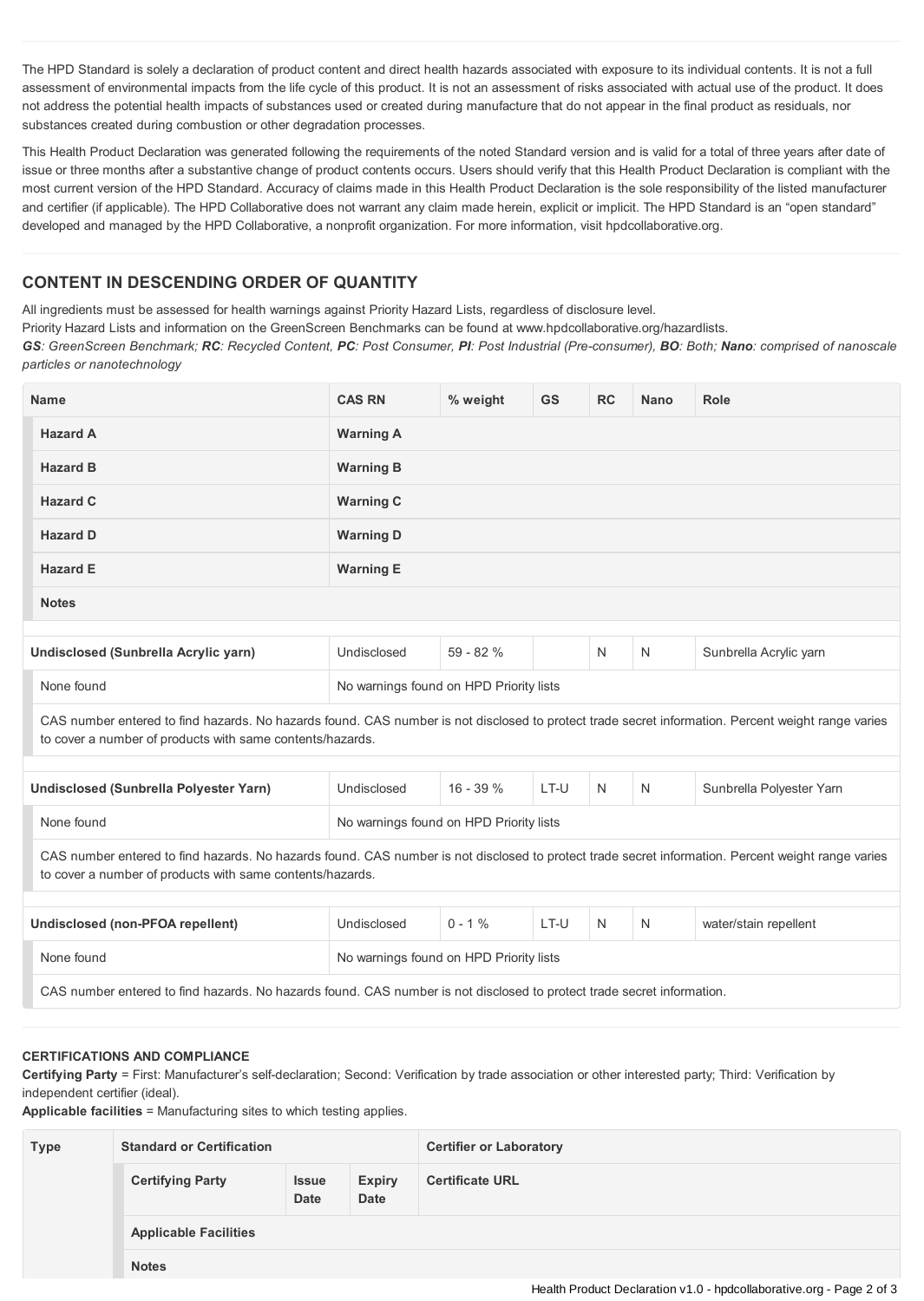The HPD Standard is solely a declaration of product content and direct health hazards associated with exposure to its individual contents. It is not a full assessment of environmental impacts from the life cycle of this product. It is not an assessment of risks associated with actual use of the product. It does not address the potential health impacts of substances used or created during manufacture that do not appear in the final product as residuals, nor substances created during combustion or other degradation processes.

This Health Product Declaration was generated following the requirements of the noted Standard version and is valid for a total of three years after date of issue or three months after a substantive change of product contents occurs. Users should verify that this Health Product Declaration is compliant with the most current version of the HPD Standard. Accuracy of claims made in this Health Product Declaration is the sole responsibility of the listed manufacturer and certifier (if applicable). The HPD Collaborative does not warrant any claim made herein, explicit or implicit. The HPD Standard is an "open standard" developed and managed by the HPD Collaborative, a nonprofit organization. For more information, visit hpdcollaborative.org.

## CONTENT IN DESCENDING ORDER OF QUANTITY

All ingredients must be assessed for health warnings against Priority Hazard Lists, regardless of disclosure level.
Priority Hazard Lists and information on the GreenScreen Benchmarks can be found at www.hpdcollaborative.org/hazardlists.
***GS**: GreenScreen Benchmark; **RC**: Recycled Content, **PC**: Post Consumer, **PI**: Post Industrial (Pre-consumer), **BO**: Both; **Nano**: comprised of nanoscale particles or nanotechnology*

| Name | CAS RN | % weight | GS | RC | Nano | Role |
|---|---|---|---|---|---|---|
| **Hazard A** | **Warning A** | | | | | |
| **Hazard B** | **Warning B** | | | | | |
| **Hazard C** | **Warning C** | | | | | |
| **Hazard D** | **Warning D** | | | | | |
| **Hazard E** | **Warning E** | | | | | |
| **Notes** | | | | | | |
| **Undisclosed (Sunbrella Acrylic yarn)** | Undisclosed | 59 - 82 % | | N | N | Sunbrella Acrylic yarn |
| None found | No warnings found on HPD Priority lists | | | | | |
| CAS number entered to find hazards. No hazards found. CAS number is not disclosed to protect trade secret information. Percent weight range varies to cover a number of products with same contents/hazards. | | | | | | |
| **Undisclosed (Sunbrella Polyester Yarn)** | Undisclosed | 16 - 39 % | LT-U | N | N | Sunbrella Polyester Yarn |
| None found | No warnings found on HPD Priority lists | | | | | |
| CAS number entered to find hazards. No hazards found. CAS number is not disclosed to protect trade secret information. Percent weight range varies to cover a number of products with same contents/hazards. | | | | | | |
| **Undisclosed (non-PFOA repellent)** | Undisclosed | 0 - 1 % | LT-U | N | N | water/stain repellent |
| None found | No warnings found on HPD Priority lists | | | | | |
| CAS number entered to find hazards. No hazards found. CAS number is not disclosed to protect trade secret information. | | | | | | |

### CERTIFICATIONS AND COMPLIANCE

**Certifying Party** = First: Manufacturer's self-declaration; Second: Verification by trade association or other interested party; Third: Verification by independent certifier (ideal).
**Applicable facilities** = Manufacturing sites to which testing applies.

| Type | Standard or Certification | | | Certifier or Laboratory |
|---|---|---|---|---|
| | **Certifying Party** | **Issue Date** | **Expiry Date** | **Certificate URL** |
| | **Applicable Facilities** | | | |
| | **Notes** | | | |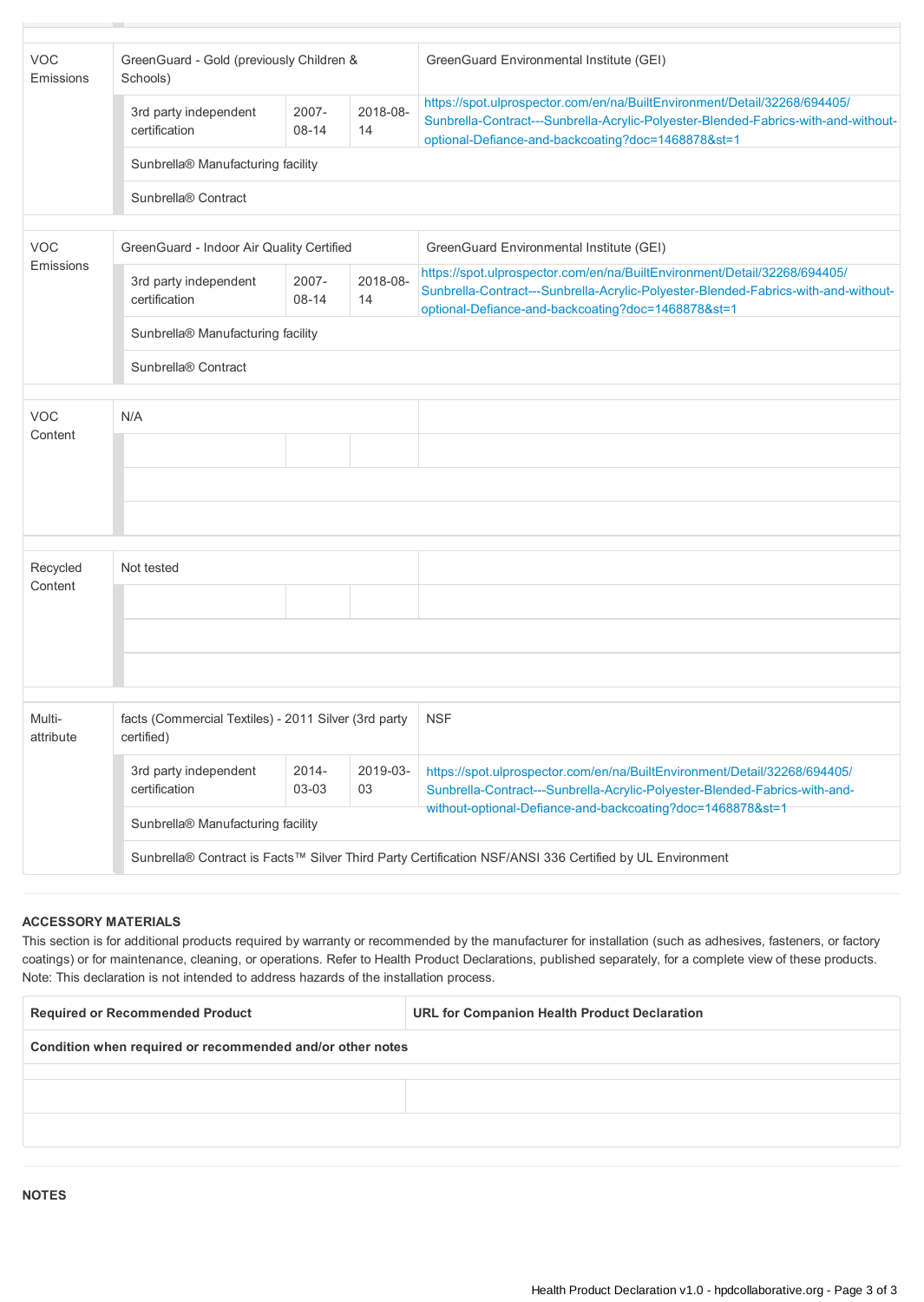| | | | | |
|---|---|---|---|---|
| VOC Emissions | GreenGuard - Gold (previously Children & Schools) | | | GreenGuard Environmental Institute (GEI) |
| | 3rd party independent certification | 2007-08-14 | 2018-08-14 | https://spot.ulprospector.com/en/na/BuiltEnvironment/Detail/32268/694405/Sunbrella-Contract---Sunbrella-Acrylic-Polyester-Blended-Fabrics-with-and-without-optional-Defiance-and-backcoating?doc=1468878&st=1 |
| | Sunbrella® Manufacturing facility | | | |
| | Sunbrella® Contract | | | |

| | | | | |
|---|---|---|---|---|
| VOC Emissions | GreenGuard - Indoor Air Quality Certified | | | GreenGuard Environmental Institute (GEI) |
| | 3rd party independent certification | 2007-08-14 | 2018-08-14 | https://spot.ulprospector.com/en/na/BuiltEnvironment/Detail/32268/694405/Sunbrella-Contract---Sunbrella-Acrylic-Polyester-Blended-Fabrics-with-and-without-optional-Defiance-and-backcoating?doc=1468878&st=1 |
| | Sunbrella® Manufacturing facility | | | |
| | Sunbrella® Contract | | | |

| | | | | |
|---|---|---|---|---|
| VOC Content | N/A | | | |
| | | | | |
| | | | | |
| | | | | |

| | | | | |
|---|---|---|---|---|
| Recycled Content | Not tested | | | |
| | | | | |
| | | | | |
| | | | | |

| | | | | |
|---|---|---|---|---|
| Multi-attribute | facts (Commercial Textiles) - 2011 Silver (3rd party certified) | | | NSF |
| | 3rd party independent certification | 2014-03-03 | 2019-03-03 | https://spot.ulprospector.com/en/na/BuiltEnvironment/Detail/32268/694405/Sunbrella-Contract---Sunbrella-Acrylic-Polyester-Blended-Fabrics-with-and-without-optional-Defiance-and-backcoating?doc=1468878&st=1 |
| | Sunbrella® Manufacturing facility | | | |
| | Sunbrella® Contract is Facts™ Silver Third Party Certification NSF/ANSI 336 Certified by UL Environment | | | |

**ACCESSORY MATERIALS**

This section is for additional products required by warranty or recommended by the manufacturer for installation (such as adhesives, fasteners, or factory coatings) or for maintenance, cleaning, or operations. Refer to Health Product Declarations, published separately, for a complete view of these products. Note: This declaration is not intended to address hazards of the installation process.

| Required or Recommended Product | URL for Companion Health Product Declaration |
|---|---|
| **Condition when required or recommended and/or other notes** | |
| | |
| | |

**NOTES**